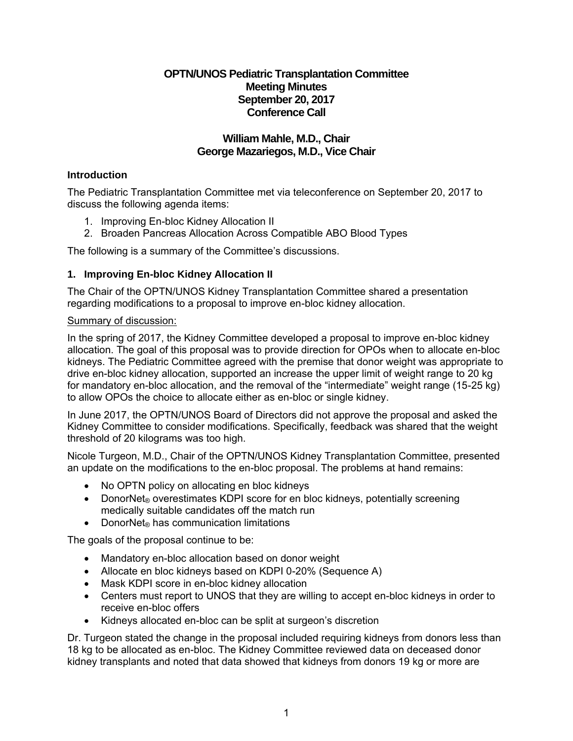# OPTN/UNOS Pediatric Transplantation Committee
# Meeting Minutes
# September 20, 2017
# Conference Call

## William Mahle, M.D., Chair
## George Mazariegos, M.D., Vice Chair

### Introduction

The Pediatric Transplantation Committee met via teleconference on September 20, 2017 to discuss the following agenda items:

1. Improving En-bloc Kidney Allocation II
2. Broaden Pancreas Allocation Across Compatible ABO Blood Types

The following is a summary of the Committee's discussions.

### 1. Improving En-bloc Kidney Allocation II

The Chair of the OPTN/UNOS Kidney Transplantation Committee shared a presentation regarding modifications to a proposal to improve en-bloc kidney allocation.

Summary of discussion:

In the spring of 2017, the Kidney Committee developed a proposal to improve en-bloc kidney allocation. The goal of this proposal was to provide direction for OPOs when to allocate en-bloc kidneys. The Pediatric Committee agreed with the premise that donor weight was appropriate to drive en-bloc kidney allocation, supported an increase the upper limit of weight range to 20 kg for mandatory en-bloc allocation, and the removal of the "intermediate" weight range (15-25 kg) to allow OPOs the choice to allocate either as en-bloc or single kidney.

In June 2017, the OPTN/UNOS Board of Directors did not approve the proposal and asked the Kidney Committee to consider modifications. Specifically, feedback was shared that the weight threshold of 20 kilograms was too high.

Nicole Turgeon, M.D., Chair of the OPTN/UNOS Kidney Transplantation Committee, presented an update on the modifications to the en-bloc proposal. The problems at hand remains:

- No OPTN policy on allocating en bloc kidneys
- DonorNet® overestimates KDPI score for en bloc kidneys, potentially screening medically suitable candidates off the match run
- DonorNet® has communication limitations

The goals of the proposal continue to be:

- Mandatory en-bloc allocation based on donor weight
- Allocate en bloc kidneys based on KDPI 0-20% (Sequence A)
- Mask KDPI score in en-bloc kidney allocation
- Centers must report to UNOS that they are willing to accept en-bloc kidneys in order to receive en-bloc offers
- Kidneys allocated en-bloc can be split at surgeon's discretion

Dr. Turgeon stated the change in the proposal included requiring kidneys from donors less than 18 kg to be allocated as en-bloc. The Kidney Committee reviewed data on deceased donor kidney transplants and noted that data showed that kidneys from donors 19 kg or more are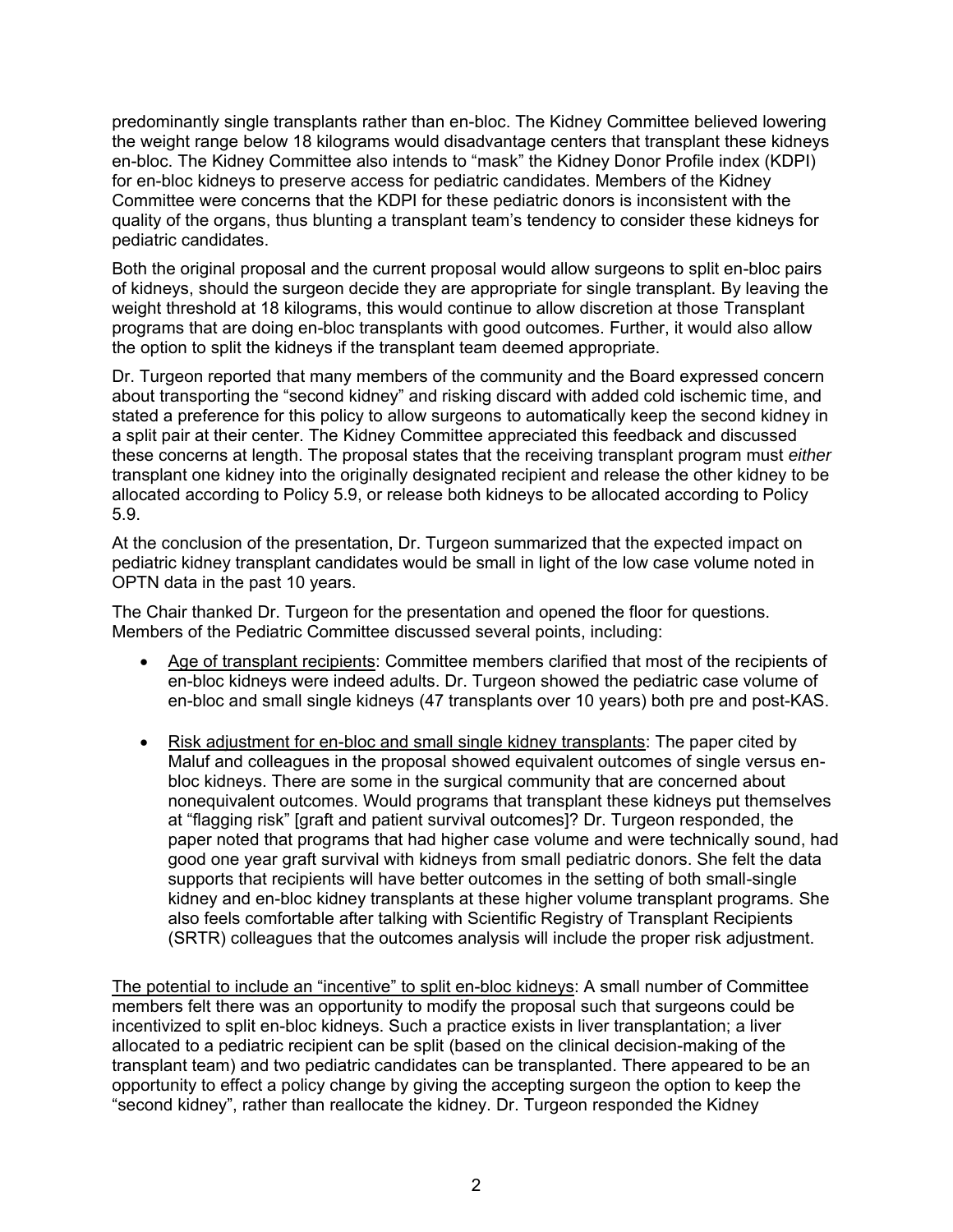predominantly single transplants rather than en-bloc. The Kidney Committee believed lowering the weight range below 18 kilograms would disadvantage centers that transplant these kidneys en-bloc. The Kidney Committee also intends to "mask" the Kidney Donor Profile index (KDPI) for en-bloc kidneys to preserve access for pediatric candidates. Members of the Kidney Committee were concerns that the KDPI for these pediatric donors is inconsistent with the quality of the organs, thus blunting a transplant team's tendency to consider these kidneys for pediatric candidates.

Both the original proposal and the current proposal would allow surgeons to split en-bloc pairs of kidneys, should the surgeon decide they are appropriate for single transplant. By leaving the weight threshold at 18 kilograms, this would continue to allow discretion at those Transplant programs that are doing en-bloc transplants with good outcomes. Further, it would also allow the option to split the kidneys if the transplant team deemed appropriate.

Dr. Turgeon reported that many members of the community and the Board expressed concern about transporting the "second kidney" and risking discard with added cold ischemic time, and stated a preference for this policy to allow surgeons to automatically keep the second kidney in a split pair at their center. The Kidney Committee appreciated this feedback and discussed these concerns at length. The proposal states that the receiving transplant program must *either* transplant one kidney into the originally designated recipient and release the other kidney to be allocated according to Policy 5.9, or release both kidneys to be allocated according to Policy 5.9.

At the conclusion of the presentation, Dr. Turgeon summarized that the expected impact on pediatric kidney transplant candidates would be small in light of the low case volume noted in OPTN data in the past 10 years.

The Chair thanked Dr. Turgeon for the presentation and opened the floor for questions. Members of the Pediatric Committee discussed several points, including:

- <u>Age of transplant recipients</u>: Committee members clarified that most of the recipients of en-bloc kidneys were indeed adults. Dr. Turgeon showed the pediatric case volume of en-bloc and small single kidneys (47 transplants over 10 years) both pre and post-KAS.

- <u>Risk adjustment for en-bloc and small single kidney transplants</u>: The paper cited by Maluf and colleagues in the proposal showed equivalent outcomes of single versus en-bloc kidneys. There are some in the surgical community that are concerned about nonequivalent outcomes. Would programs that transplant these kidneys put themselves at "flagging risk" [graft and patient survival outcomes]? Dr. Turgeon responded, the paper noted that programs that had higher case volume and were technically sound, had good one year graft survival with kidneys from small pediatric donors. She felt the data supports that recipients will have better outcomes in the setting of both small-single kidney and en-bloc kidney transplants at these higher volume transplant programs. She also feels comfortable after talking with Scientific Registry of Transplant Recipients (SRTR) colleagues that the outcomes analysis will include the proper risk adjustment.

<u>The potential to include an "incentive" to split en-bloc kidneys</u>: A small number of Committee members felt there was an opportunity to modify the proposal such that surgeons could be incentivized to split en-bloc kidneys. Such a practice exists in liver transplantation; a liver allocated to a pediatric recipient can be split (based on the clinical decision-making of the transplant team) and two pediatric candidates can be transplanted. There appeared to be an opportunity to effect a policy change by giving the accepting surgeon the option to keep the "second kidney", rather than reallocate the kidney. Dr. Turgeon responded the Kidney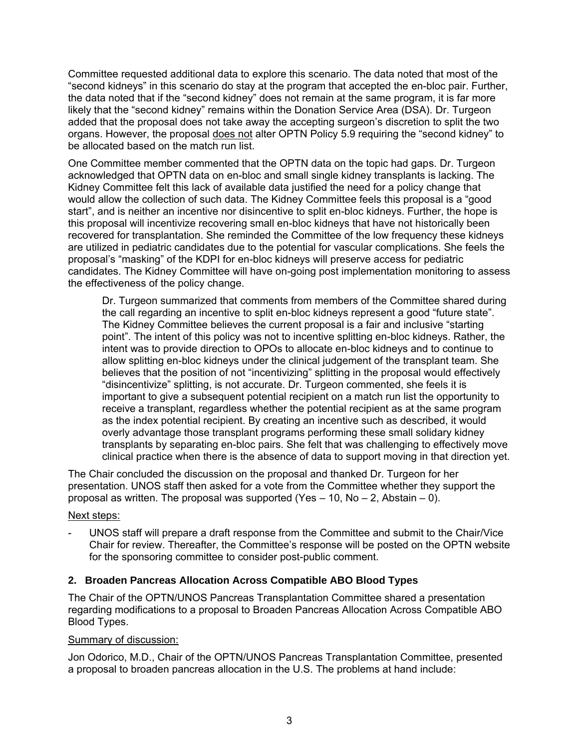Committee requested additional data to explore this scenario. The data noted that most of the "second kidneys" in this scenario do stay at the program that accepted the en-bloc pair. Further, the data noted that if the "second kidney" does not remain at the same program, it is far more likely that the "second kidney" remains within the Donation Service Area (DSA). Dr. Turgeon added that the proposal does not take away the accepting surgeon's discretion to split the two organs. However, the proposal does not alter OPTN Policy 5.9 requiring the "second kidney" to be allocated based on the match run list.

One Committee member commented that the OPTN data on the topic had gaps. Dr. Turgeon acknowledged that OPTN data on en-bloc and small single kidney transplants is lacking. The Kidney Committee felt this lack of available data justified the need for a policy change that would allow the collection of such data. The Kidney Committee feels this proposal is a "good start", and is neither an incentive nor disincentive to split en-bloc kidneys. Further, the hope is this proposal will incentivize recovering small en-bloc kidneys that have not historically been recovered for transplantation. She reminded the Committee of the low frequency these kidneys are utilized in pediatric candidates due to the potential for vascular complications. She feels the proposal's "masking" of the KDPI for en-bloc kidneys will preserve access for pediatric candidates. The Kidney Committee will have on-going post implementation monitoring to assess the effectiveness of the policy change.

> Dr. Turgeon summarized that comments from members of the Committee shared during the call regarding an incentive to split en-bloc kidneys represent a good "future state". The Kidney Committee believes the current proposal is a fair and inclusive "starting point". The intent of this policy was not to incentive splitting en-bloc kidneys. Rather, the intent was to provide direction to OPOs to allocate en-bloc kidneys and to continue to allow splitting en-bloc kidneys under the clinical judgement of the transplant team. She believes that the position of not "incentivizing" splitting in the proposal would effectively "disincentivize" splitting, is not accurate. Dr. Turgeon commented, she feels it is important to give a subsequent potential recipient on a match run list the opportunity to receive a transplant, regardless whether the potential recipient as at the same program as the index potential recipient. By creating an incentive such as described, it would overly advantage those transplant programs performing these small solidary kidney transplants by separating en-bloc pairs. She felt that was challenging to effectively move clinical practice when there is the absence of data to support moving in that direction yet.

The Chair concluded the discussion on the proposal and thanked Dr. Turgeon for her presentation. UNOS staff then asked for a vote from the Committee whether they support the proposal as written. The proposal was supported (Yes – 10, No – 2, Abstain – 0).

Next steps:

- UNOS staff will prepare a draft response from the Committee and submit to the Chair/Vice Chair for review. Thereafter, the Committee's response will be posted on the OPTN website for the sponsoring committee to consider post-public comment.

### 2. Broaden Pancreas Allocation Across Compatible ABO Blood Types

The Chair of the OPTN/UNOS Pancreas Transplantation Committee shared a presentation regarding modifications to a proposal to Broaden Pancreas Allocation Across Compatible ABO Blood Types.

Summary of discussion:

Jon Odorico, M.D., Chair of the OPTN/UNOS Pancreas Transplantation Committee, presented a proposal to broaden pancreas allocation in the U.S. The problems at hand include: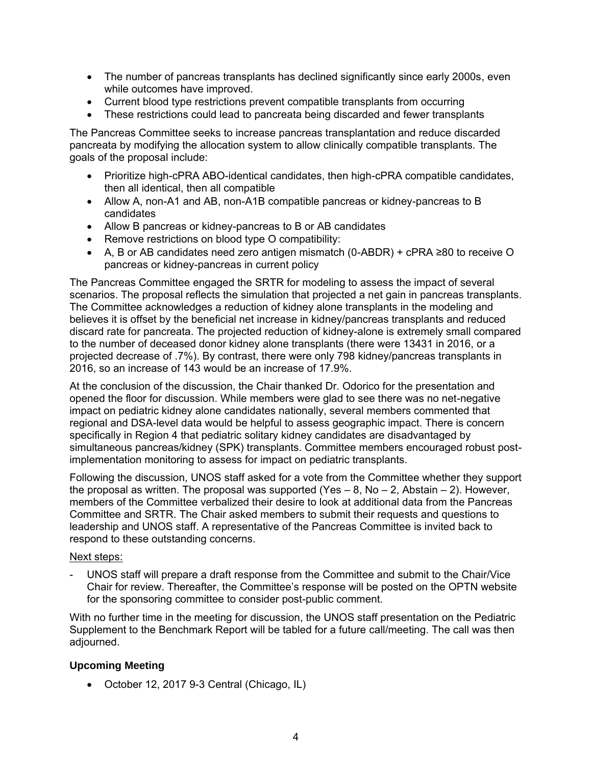- The number of pancreas transplants has declined significantly since early 2000s, even while outcomes have improved.
- Current blood type restrictions prevent compatible transplants from occurring
- These restrictions could lead to pancreata being discarded and fewer transplants

The Pancreas Committee seeks to increase pancreas transplantation and reduce discarded pancreata by modifying the allocation system to allow clinically compatible transplants. The goals of the proposal include:

- Prioritize high-cPRA ABO-identical candidates, then high-cPRA compatible candidates, then all identical, then all compatible
- Allow A, non-A1 and AB, non-A1B compatible pancreas or kidney-pancreas to B candidates
- Allow B pancreas or kidney-pancreas to B or AB candidates
- Remove restrictions on blood type O compatibility:
- A, B or AB candidates need zero antigen mismatch (0-ABDR) + cPRA ≥80 to receive O pancreas or kidney-pancreas in current policy

The Pancreas Committee engaged the SRTR for modeling to assess the impact of several scenarios. The proposal reflects the simulation that projected a net gain in pancreas transplants. The Committee acknowledges a reduction of kidney alone transplants in the modeling and believes it is offset by the beneficial net increase in kidney/pancreas transplants and reduced discard rate for pancreata. The projected reduction of kidney-alone is extremely small compared to the number of deceased donor kidney alone transplants (there were 13431 in 2016, or a projected decrease of .7%). By contrast, there were only 798 kidney/pancreas transplants in 2016, so an increase of 143 would be an increase of 17.9%.

At the conclusion of the discussion, the Chair thanked Dr. Odorico for the presentation and opened the floor for discussion. While members were glad to see there was no net-negative impact on pediatric kidney alone candidates nationally, several members commented that regional and DSA-level data would be helpful to assess geographic impact. There is concern specifically in Region 4 that pediatric solitary kidney candidates are disadvantaged by simultaneous pancreas/kidney (SPK) transplants. Committee members encouraged robust post-implementation monitoring to assess for impact on pediatric transplants.

Following the discussion, UNOS staff asked for a vote from the Committee whether they support the proposal as written. The proposal was supported (Yes – 8, No – 2, Abstain – 2). However, members of the Committee verbalized their desire to look at additional data from the Pancreas Committee and SRTR. The Chair asked members to submit their requests and questions to leadership and UNOS staff. A representative of the Pancreas Committee is invited back to respond to these outstanding concerns.

Next steps:

- UNOS staff will prepare a draft response from the Committee and submit to the Chair/Vice Chair for review. Thereafter, the Committee's response will be posted on the OPTN website for the sponsoring committee to consider post-public comment.

With no further time in the meeting for discussion, the UNOS staff presentation on the Pediatric Supplement to the Benchmark Report will be tabled for a future call/meeting. The call was then adjourned.

**Upcoming Meeting**

- October 12, 2017 9-3 Central (Chicago, IL)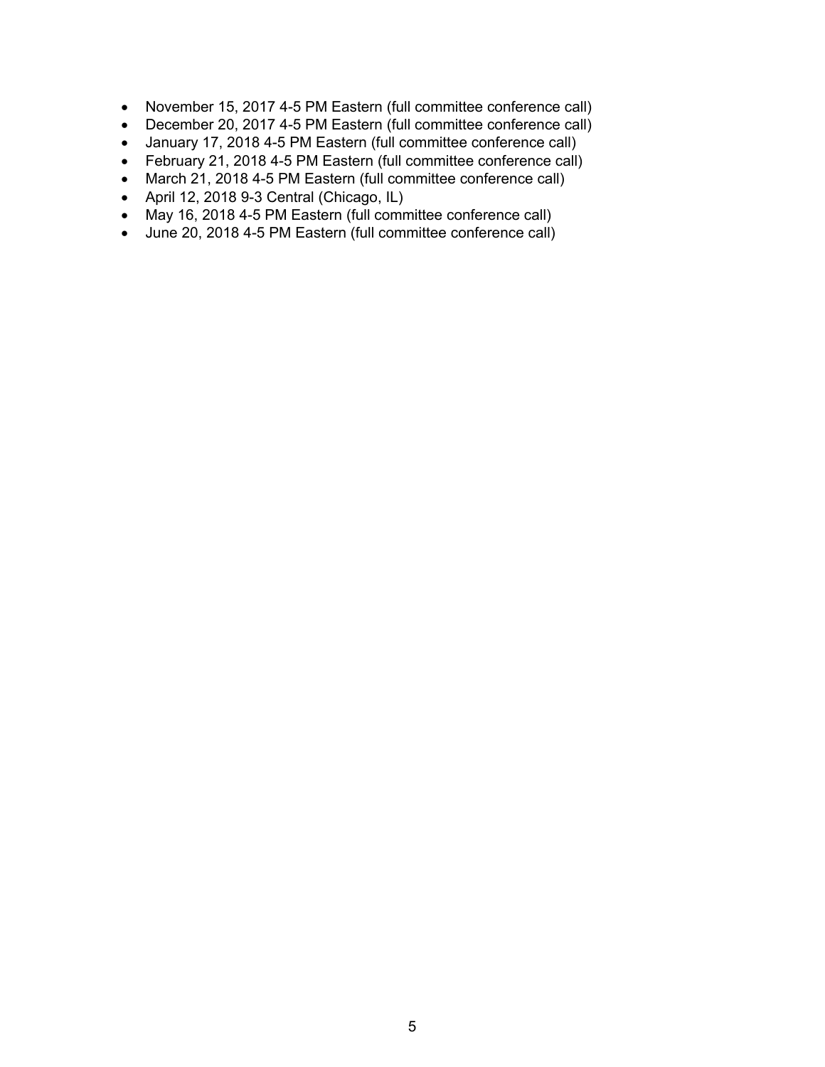- November 15, 2017 4-5 PM Eastern (full committee conference call)
- December 20, 2017 4-5 PM Eastern (full committee conference call)
- January 17, 2018 4-5 PM Eastern (full committee conference call)
- February 21, 2018 4-5 PM Eastern (full committee conference call)
- March 21, 2018 4-5 PM Eastern (full committee conference call)
- April 12, 2018 9-3 Central (Chicago, IL)
- May 16, 2018 4-5 PM Eastern (full committee conference call)
- June 20, 2018 4-5 PM Eastern (full committee conference call)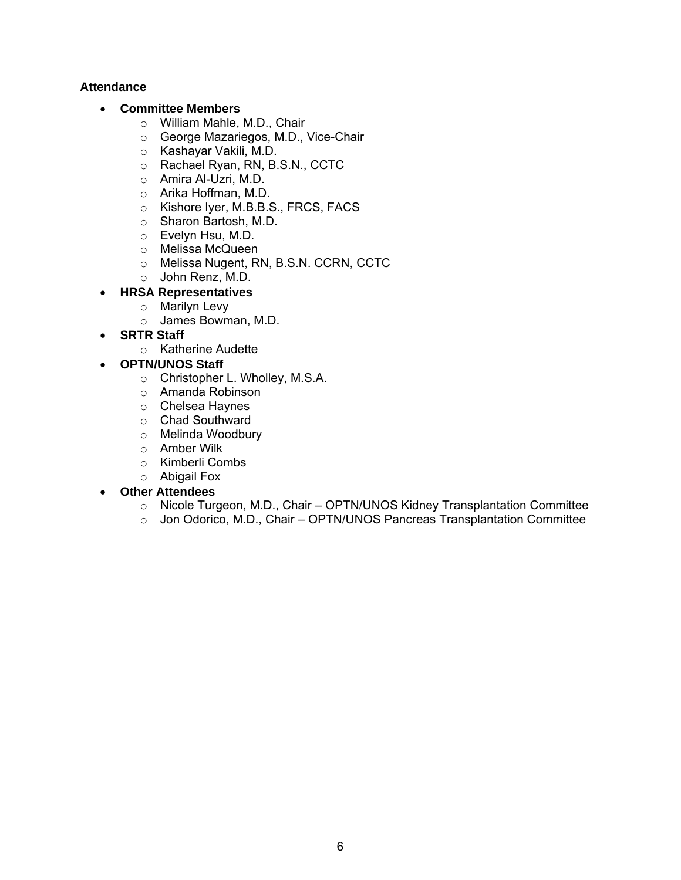**Attendance**

- **Committee Members**
  - William Mahle, M.D., Chair
  - George Mazariegos, M.D., Vice-Chair
  - Kashayar Vakili, M.D.
  - Rachael Ryan, RN, B.S.N., CCTC
  - Amira Al-Uzri, M.D.
  - Arika Hoffman, M.D.
  - Kishore Iyer, M.B.B.S., FRCS, FACS
  - Sharon Bartosh, M.D.
  - Evelyn Hsu, M.D.
  - Melissa McQueen
  - Melissa Nugent, RN, B.S.N. CCRN, CCTC
  - John Renz, M.D.
- **HRSA Representatives**
  - Marilyn Levy
  - James Bowman, M.D.
- **SRTR Staff**
  - Katherine Audette
- **OPTN/UNOS Staff**
  - Christopher L. Wholley, M.S.A.
  - Amanda Robinson
  - Chelsea Haynes
  - Chad Southward
  - Melinda Woodbury
  - Amber Wilk
  - Kimberli Combs
  - Abigail Fox
- **Other Attendees**
  - Nicole Turgeon, M.D., Chair – OPTN/UNOS Kidney Transplantation Committee
  - Jon Odorico, M.D., Chair – OPTN/UNOS Pancreas Transplantation Committee